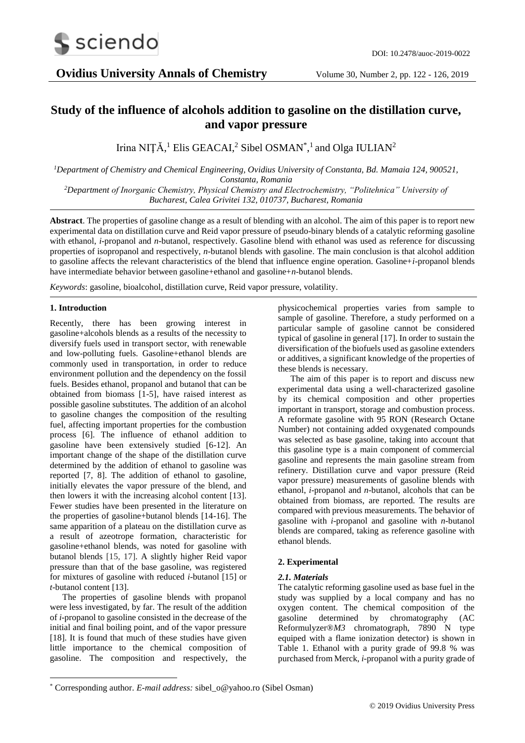# Study of the influence of alcohols addition to gasoline on the distillation curve, and vapor pressure

Irina NIȚĂ,[1] Elis GEACAI,[2] Sibel OSMAN*,[1] and Olga IULIAN[2]

[1]Department of Chemistry and Chemical Engineering, Ovidius University of Constanta, Bd. Mamaia 124, 900521, Constanta, Romania

[2]Department of Inorganic Chemistry, Physical Chemistry and Electrochemistry, "Politehnica" University of Bucharest, Calea Grivitei 132, 010737, Bucharest, Romania

**Abstract**. The properties of gasoline change as a result of blending with an alcohol. The aim of this paper is to report new experimental data on distillation curve and Reid vapor pressure of pseudo-binary blends of a catalytic reforming gasoline with ethanol, *i*-propanol and *n*-butanol, respectively. Gasoline blend with ethanol was used as reference for discussing properties of isopropanol and respectively, *n*-butanol blends with gasoline. The main conclusion is that alcohol addition to gasoline affects the relevant characteristics of the blend that influence engine operation. Gasoline+*i*-propanol blends have intermediate behavior between gasoline+ethanol and gasoline+*n*-butanol blends.

*Keywords*: gasoline, bioalcohol, distillation curve, Reid vapor pressure, volatility.

## 1. Introduction

Recently, there has been growing interest in gasoline+alcohols blends as a results of the necessity to diversify fuels used in transport sector, with renewable and low-polluting fuels. Gasoline+ethanol blends are commonly used in transportation, in order to reduce environment pollution and the dependency on the fossil fuels. Besides ethanol, propanol and butanol that can be obtained from biomass [1-5], have raised interest as possible gasoline substitutes. The addition of an alcohol to gasoline changes the composition of the resulting fuel, affecting important properties for the combustion process [6]. The influence of ethanol addition to gasoline have been extensively studied [6-12]. An important change of the shape of the distillation curve determined by the addition of ethanol to gasoline was reported [7, 8]. The addition of ethanol to gasoline, initially elevates the vapor pressure of the blend, and then lowers it with the increasing alcohol content [13]. Fewer studies have been presented in the literature on the properties of gasoline+butanol blends [14-16]. The same apparition of a plateau on the distillation curve as a result of azeotrope formation, characteristic for gasoline+ethanol blends, was noted for gasoline with butanol blends [15, 17]. A slightly higher Reid vapor pressure than that of the base gasoline, was registered for mixtures of gasoline with reduced *i*-butanol [15] or *t*-butanol content [13].

The properties of gasoline blends with propanol were less investigated, by far. The result of the addition of *i*-propanol to gasoline consisted in the decrease of the initial and final boiling point, and of the vapor pressure [18]. It is found that much of these studies have given little importance to the chemical composition of gasoline. The composition and respectively, the physicochemical properties varies from sample to sample of gasoline. Therefore, a study performed on a particular sample of gasoline cannot be considered typical of gasoline in general [17]. In order to sustain the diversification of the biofuels used as gasoline extenders or additives, a significant knowledge of the properties of these blends is necessary.

The aim of this paper is to report and discuss new experimental data using a well-characterized gasoline by its chemical composition and other properties important in transport, storage and combustion process. A reformate gasoline with 95 RON (Research Octane Number) not containing added oxygenated compounds was selected as base gasoline, taking into account that this gasoline type is a main component of commercial gasoline and represents the main gasoline stream from refinery. Distillation curve and vapor pressure (Reid vapor pressure) measurements of gasoline blends with ethanol, *i*-propanol and *n*-butanol, alcohols that can be obtained from biomass, are reported. The results are compared with previous measurements. The behavior of gasoline with *i*-propanol and gasoline with *n*-butanol blends are compared, taking as reference gasoline with ethanol blends.

## 2. Experimental

### *2.1. Materials*

The catalytic reforming gasoline used as base fuel in the study was supplied by a local company and has no oxygen content. The chemical composition of the gasoline determined by chromatography (AC Reformulyzer®*M3* chromatograph, 7890 N type equiped with a flame ionization detector) is shown in Table 1. Ethanol with a purity grade of 99.8 % was purchased from Merck, *i*-propanol with a purity grade of

* Corresponding author. *E-mail address:* sibel_o@yahoo.ro (Sibel Osman)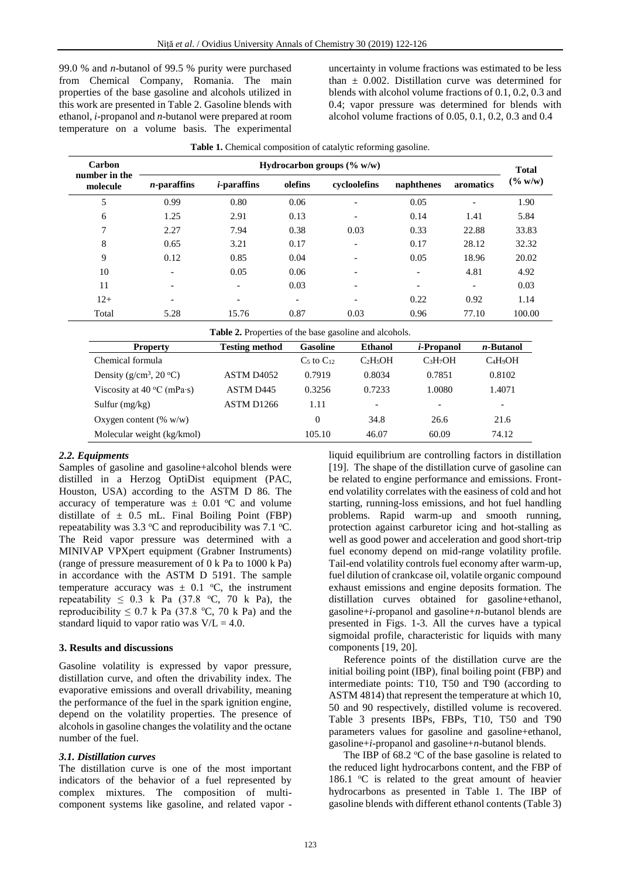99.0 % and *n*-butanol of 99.5 % purity were purchased from Chemical Company, Romania. The main properties of the base gasoline and alcohols utilized in this work are presented in Table 2. Gasoline blends with ethanol, *i*-propanol and *n*-butanol were prepared at room temperature on a volume basis. The experimental uncertainty in volume fractions was estimated to be less than ± 0.002. Distillation curve was determined for blends with alcohol volume fractions of 0.1, 0.2, 0.3 and 0.4; vapor pressure was determined for blends with alcohol volume fractions of 0.05, 0.1, 0.2, 0.3 and 0.4

**Table 1.** Chemical composition of catalytic reforming gasoline.

| Carbon number in the molecule | Hydrocarbon groups (% w/w) | | | | | | Total (% w/w) |
|---|---|---|---|---|---|---|---|
| | *n*-paraffins | *i*-paraffins | olefins | cycloolefins | naphthenes | aromatics | |
| 5 | 0.99 | 0.80 | 0.06 | - | 0.05 | - | 1.90 |
| 6 | 1.25 | 2.91 | 0.13 | - | 0.14 | 1.41 | 5.84 |
| 7 | 2.27 | 7.94 | 0.38 | 0.03 | 0.33 | 22.88 | 33.83 |
| 8 | 0.65 | 3.21 | 0.17 | - | 0.17 | 28.12 | 32.32 |
| 9 | 0.12 | 0.85 | 0.04 | - | 0.05 | 18.96 | 20.02 |
| 10 | - | 0.05 | 0.06 | - | - | 4.81 | 4.92 |
| 11 | - | - | 0.03 | - | - | - | 0.03 |
| 12+ | - | - | - | - | 0.22 | 0.92 | 1.14 |
| Total | 5.28 | 15.76 | 0.87 | 0.03 | 0.96 | 77.10 | 100.00 |

**Table 2.** Properties of the base gasoline and alcohols.

| Property | Testing method | Gasoline | Ethanol | *i*-Propanol | *n*-Butanol |
|---|---|---|---|---|---|
| Chemical formula | | $C_5$ to $C_{12}$ | $C_2H_5OH$ | $C_3H_7OH$ | $C_4H_9OH$ |
| Density (g/cm$^3$, 20 °C) | ASTM D4052 | 0.7919 | 0.8034 | 0.7851 | 0.8102 |
| Viscosity at 40 °C (mPa·s) | ASTM D445 | 0.3256 | 0.7233 | 1.0080 | 1.4071 |
| Sulfur (mg/kg) | ASTM D1266 | 1.11 | - | - | - |
| Oxygen content (% w/w) | | 0 | 34.8 | 26.6 | 21.6 |
| Molecular weight (kg/kmol) | | 105.10 | 46.07 | 60.09 | 74.12 |

### *2.2. Equipments*

Samples of gasoline and gasoline+alcohol blends were distilled in a Herzog OptiDist equipment (PAC, Houston, USA) according to the ASTM D 86. The accuracy of temperature was ± 0.01 °C and volume distillate of ± 0.5 mL. Final Boiling Point (FBP) repeatability was 3.3 °C and reproducibility was 7.1 °C. The Reid vapor pressure was determined with a MINIVAP VPXpert equipment (Grabner Instruments) (range of pressure measurement of 0 k Pa to 1000 k Pa) in accordance with the ASTM D 5191. The sample temperature accuracy was ± 0.1 °C, the instrument repeatability ≤ 0.3 k Pa (37.8 °C, 70 k Pa), the reproducibility ≤ 0.7 k Pa (37.8 °C, 70 k Pa) and the standard liquid to vapor ratio was V/L = 4.0.

## 3. Results and discussions

Gasoline volatility is expressed by vapor pressure, distillation curve, and often the drivability index. The evaporative emissions and overall drivability, meaning the performance of the fuel in the spark ignition engine, depend on the volatility properties. The presence of alcohols in gasoline changes the volatility and the octane number of the fuel.

### *3.1. Distillation curves*

The distillation curve is one of the most important indicators of the behavior of a fuel represented by complex mixtures. The composition of multi-component systems like gasoline, and related vapor - liquid equilibrium are controlling factors in distillation [19]. The shape of the distillation curve of gasoline can be related to engine performance and emissions. Front-end volatility correlates with the easiness of cold and hot starting, running-loss emissions, and hot fuel handling problems. Rapid warm-up and smooth running, protection against carburetor icing and hot-stalling as well as good power and acceleration and good short-trip fuel economy depend on mid-range volatility profile. Tail-end volatility controls fuel economy after warm-up, fuel dilution of crankcase oil, volatile organic compound exhaust emissions and engine deposits formation. The distillation curves obtained for gasoline+ethanol, gasoline+*i*-propanol and gasoline+*n*-butanol blends are presented in Figs. 1-3. All the curves have a typical sigmoidal profile, characteristic for liquids with many components [19, 20].

Reference points of the distillation curve are the initial boiling point (IBP), final boiling point (FBP) and intermediate points: T10, T50 and T90 (according to ASTM 4814) that represent the temperature at which 10, 50 and 90 respectively, distilled volume is recovered. Table 3 presents IBPs, FBPs, T10, T50 and T90 parameters values for gasoline and gasoline+ethanol, gasoline+*i*-propanol and gasoline+*n*-butanol blends.

The IBP of 68.2 °C of the base gasoline is related to the reduced light hydrocarbons content, and the FBP of 186.1 °C is related to the great amount of heavier hydrocarbons as presented in Table 1. The IBP of gasoline blends with different ethanol contents (Table 3)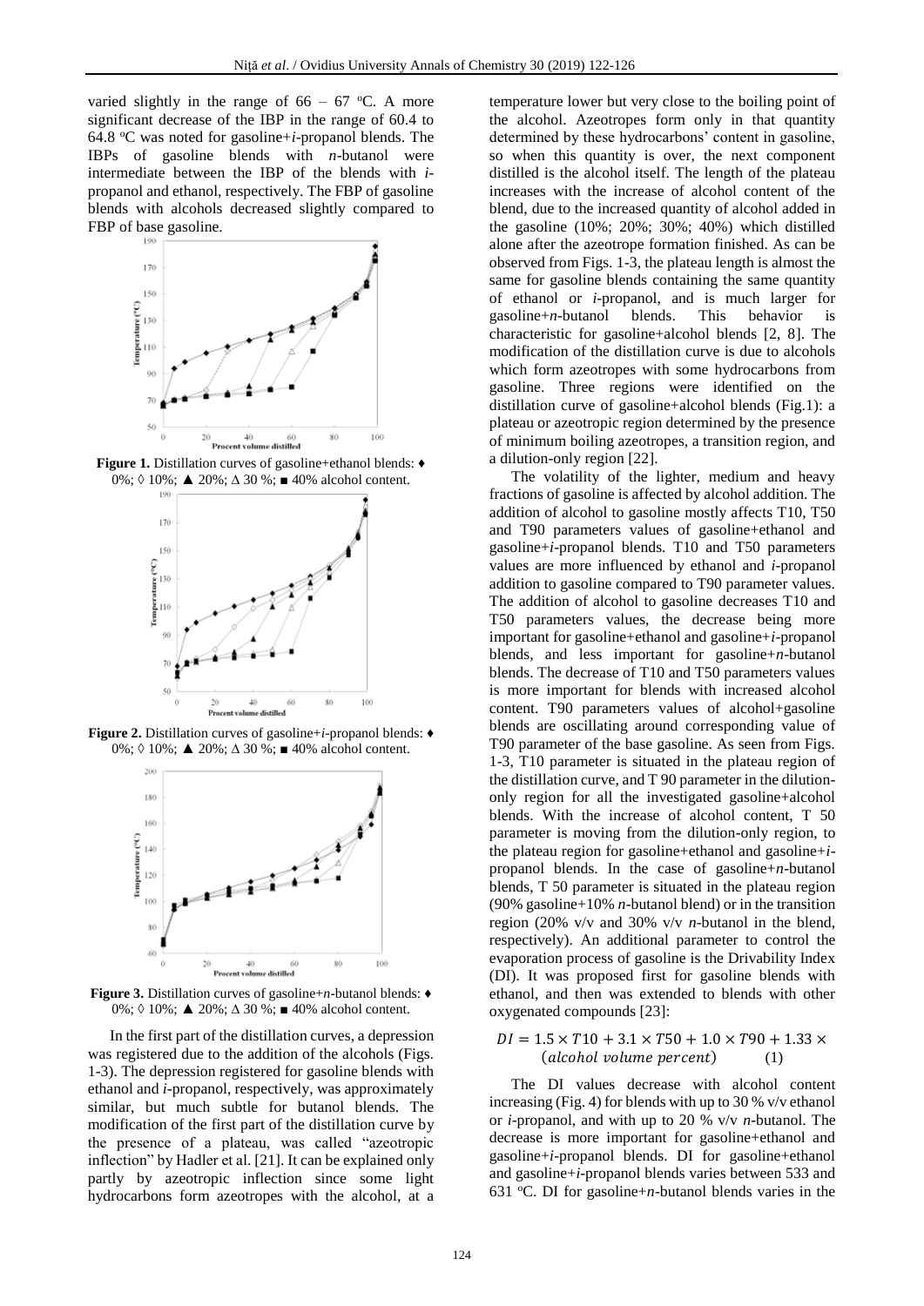varied slightly in the range of 66 – 67 °C. A more significant decrease of the IBP in the range of 60.4 to 64.8 °C was noted for gasoline+*i*-propanol blends. The IBPs of gasoline blends with *n*-butanol were intermediate between the IBP of the blends with *i*-propanol and ethanol, respectively. The FBP of gasoline blends with alcohols decreased slightly compared to FBP of base gasoline.

**Figure 1.** Distillation curves of gasoline+ethanol blends: ♦ 0%; ◊ 10%; ▲ 20%; Δ 30 %; ■ 40% alcohol content.

**Figure 2.** Distillation curves of gasoline+*i*-propanol blends: ♦ 0%; ◊ 10%; ▲ 20%; Δ 30 %; ■ 40% alcohol content.

**Figure 3.** Distillation curves of gasoline+*n*-butanol blends: ♦ 0%; ◊ 10%; ▲ 20%; Δ 30 %; ■ 40% alcohol content.

In the first part of the distillation curves, a depression was registered due to the addition of the alcohols (Figs. 1-3). The depression registered for gasoline blends with ethanol and *i*-propanol, respectively, was approximately similar, but much subtle for butanol blends. The modification of the first part of the distillation curve by the presence of a plateau, was called "azeotropic inflection" by Hadler et al. [21]. It can be explained only partly by azeotropic inflection since some light hydrocarbons form azeotropes with the alcohol, at a temperature lower but very close to the boiling point of the alcohol. Azeotropes form only in that quantity determined by these hydrocarbons' content in gasoline, so when this quantity is over, the next component distilled is the alcohol itself. The length of the plateau increases with the increase of alcohol content of the blend, due to the increased quantity of alcohol added in the gasoline (10%; 20%; 30%; 40%) which distilled alone after the azeotrope formation finished. As can be observed from Figs. 1-3, the plateau length is almost the same for gasoline blends containing the same quantity of ethanol or *i*-propanol, and is much larger for gasoline+*n*-butanol blends. This behavior is characteristic for gasoline+alcohol blends [2, 8]. The modification of the distillation curve is due to alcohols which form azeotropes with some hydrocarbons from gasoline. Three regions were identified on the distillation curve of gasoline+alcohol blends (Fig.1): a plateau or azeotropic region determined by the presence of minimum boiling azeotropes, a transition region, and a dilution-only region [22].

The volatility of the lighter, medium and heavy fractions of gasoline is affected by alcohol addition. The addition of alcohol to gasoline mostly affects T10, T50 and T90 parameters values of gasoline+ethanol and gasoline+*i*-propanol blends. T10 and T50 parameters values are more influenced by ethanol and *i*-propanol addition to gasoline compared to T90 parameter values. The addition of alcohol to gasoline decreases T10 and T50 parameters values, the decrease being more important for gasoline+ethanol and gasoline+*i*-propanol blends, and less important for gasoline+*n*-butanol blends. The decrease of T10 and T50 parameters values is more important for blends with increased alcohol content. T90 parameters values of alcohol+gasoline blends are oscillating around corresponding value of T90 parameter of the base gasoline. As seen from Figs. 1-3, T10 parameter is situated in the plateau region of the distillation curve, and T 90 parameter in the dilution-only region for all the investigated gasoline+alcohol blends. With the increase of alcohol content, T 50 parameter is moving from the dilution-only region, to the plateau region for gasoline+ethanol and gasoline+*i*-propanol blends. In the case of gasoline+*n*-butanol blends, T 50 parameter is situated in the plateau region (90% gasoline+10% *n*-butanol blend) or in the transition region (20% v/v and 30% v/v *n*-butanol in the blend, respectively). An additional parameter to control the evaporation process of gasoline is the Drivability Index (DI). It was proposed first for gasoline with ethanol, and then was extended to blends with other oxygenated compounds [23]:

$$DI = 1.5 \times T10 + 3.1 \times T50 + 1.0 \times T90 + 1.33 \times (alcohol\ volume\ percent) \qquad (1)$$

The DI values decrease with alcohol content increasing (Fig. 4) for blends with up to 30 % v/v ethanol or *i*-propanol, and with up to 20 % v/v *n*-butanol. The decrease is more important for gasoline+ethanol and gasoline+*i*-propanol blends. DI for gasoline+ethanol and gasoline+*i*-propanol blends varies between 533 and 631 °C. DI for gasoline+*n*-butanol blends varies in the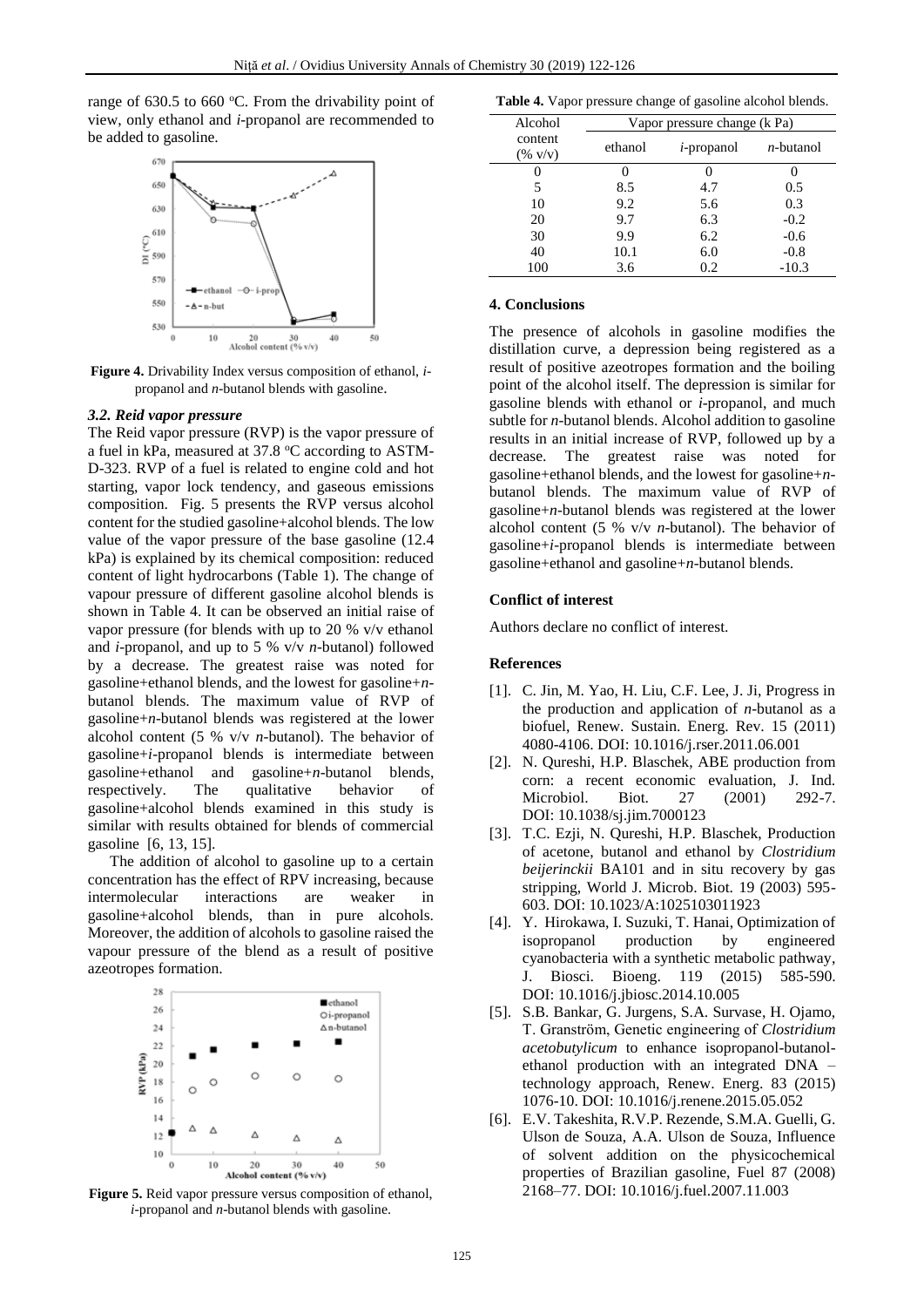range of 630.5 to 660 °C. From the drivability point of view, only ethanol and *i*-propanol are recommended to be added to gasoline.

**Figure 4.** Drivability Index versus composition of ethanol, *i*-propanol and *n*-butanol blends with gasoline.

### *3.2. Reid vapor pressure*

The Reid vapor pressure (RVP) is the vapor pressure of a fuel in kPa, measured at 37.8 °C according to ASTM-D-323. RVP of a fuel is related to engine cold and hot starting, vapor lock tendency, and gaseous emissions composition. Fig. 5 presents the RVP versus alcohol content for the studied gasoline+alcohol blends. The low value of the vapor pressure of the base gasoline (12.4 kPa) is explained by its chemical composition: reduced content of light hydrocarbons (Table 1). The change of vapour pressure of different gasoline alcohol blends is shown in Table 4. It can be observed an initial raise of vapor pressure (for blends with up to 20 % v/v ethanol and *i*-propanol, and up to 5 % v/v *n*-butanol) followed by a decrease. The greatest raise was noted for gasoline+ethanol blends, and the lowest for gasoline+*n*-butanol blends. The maximum value of RVP of gasoline+*n*-butanol blends was registered at the lower alcohol content (5 % v/v *n*-butanol). The behavior of gasoline+*i*-propanol blends is intermediate between gasoline+ethanol and gasoline+*n*-butanol blends, respectively. The qualitative behavior of gasoline+alcohol blends examined in this study is similar with results obtained for blends of commercial gasoline [6, 13, 15].

The addition of alcohol to gasoline up to a certain concentration has the effect of RPV increasing, because intermolecular interactions are weaker in gasoline+alcohol blends, than in pure alcohols. Moreover, the addition of alcohols to gasoline raised the vapour pressure of the blend as a result of positive azeotropes formation.

**Figure 5.** Reid vapor pressure versus composition of ethanol, *i*-propanol and *n*-butanol blends with gasoline.

**Table 4.** Vapor pressure change of gasoline alcohol blends.

| Alcohol content (% v/v) | Vapor pressure change (k Pa) | | |
|---|---|---|---|
| | ethanol | *i*-propanol | *n*-butanol |
| 0 | 0 | 0 | 0 |
| 5 | 8.5 | 4.7 | 0.5 |
| 10 | 9.2 | 5.6 | 0.3 |
| 20 | 9.7 | 6.3 | -0.2 |
| 30 | 9.9 | 6.2 | -0.6 |
| 40 | 10.1 | 6.0 | -0.8 |
| 100 | 3.6 | 0.2 | -10.3 |

## 4. Conclusions

The presence of alcohols in gasoline modifies the distillation curve, a depression being registered as a result of positive azeotropes formation and the boiling point of the alcohol itself. The depression is similar for gasoline blends with ethanol or *i*-propanol, and much subtle for *n*-butanol blends. Alcohol addition to gasoline results in an initial increase of RVP, followed up by a decrease. The greatest raise was noted for gasoline+ethanol blends, and the lowest for gasoline+*n*-butanol blends. The maximum value of RVP of gasoline+*n*-butanol blends was registered at the lower alcohol content (5 % v/v *n*-butanol). The behavior of gasoline+*i*-propanol blends is intermediate between gasoline+ethanol and gasoline+*n*-butanol blends.

## Conflict of interest

Authors declare no conflict of interest.

## References

[1]. C. Jin, M. Yao, H. Liu, C.F. Lee, J. Ji, Progress in the production and application of *n*-butanol as a biofuel, Renew. Sustain. Energ. Rev. 15 (2011) 4080-4106. DOI: 10.1016/j.rser.2011.06.001

[2]. N. Qureshi, H.P. Blaschek, ABE production from corn: a recent economic evaluation, J. Ind. Microbiol. Biot. 27 (2001) 292-7. DOI: 10.1038/sj.jim.7000123

[3]. T.C. Ezji, N. Qureshi, H.P. Blaschek, Production of acetone, butanol and ethanol by *Clostridium beijerinckii* BA101 and in situ recovery by gas stripping, World J. Microb. Biot. 19 (2003) 595-603. DOI: 10.1023/A:1025103011923

[4]. Y. Hirokawa, I. Suzuki, T. Hanai, Optimization of isopropanol production by engineered cyanobacteria with a synthetic metabolic pathway, J. Biosci. Bioeng. 119 (2015) 585-590. DOI: 10.1016/j.jbiosc.2014.10.005

[5]. S.B. Bankar, G. Jurgens, S.A. Survase, H. Ojamo, T. Granström, Genetic engineering of *Clostridium acetobutylicum* to enhance isopropanol-butanol-ethanol production with an integrated DNA – technology approach, Renew. Energ. 83 (2015) 1076-10. DOI: 10.1016/j.renene.2015.05.052

[6]. E.V. Takeshita, R.V.P. Rezende, S.M.A. Guelli, G. Ulson de Souza, A.A. Ulson de Souza, Influence of solvent addition on the physicochemical properties of Brazilian gasoline, Fuel 87 (2008) 2168–77. DOI: 10.1016/j.fuel.2007.11.003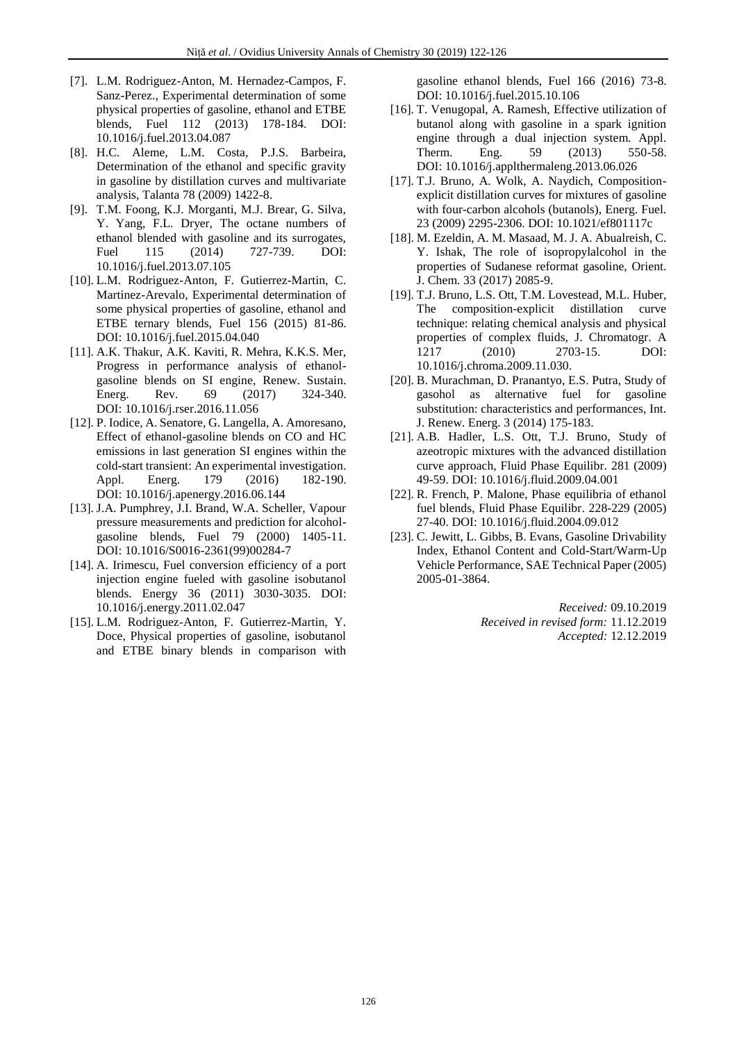[7]. L.M. Rodriguez-Anton, M. Hernadez-Campos, F. Sanz-Perez., Experimental determination of some physical properties of gasoline, ethanol and ETBE blends, Fuel 112 (2013) 178-184. DOI: 10.1016/j.fuel.2013.04.087

[8]. H.C. Aleme, L.M. Costa, P.J.S. Barbeira, Determination of the ethanol and specific gravity in gasoline by distillation curves and multivariate analysis, Talanta 78 (2009) 1422-8.

[9]. T.M. Foong, K.J. Morganti, M.J. Brear, G. Silva, Y. Yang, F.L. Dryer, The octane numbers of ethanol blended with gasoline and its surrogates, Fuel 115 (2014) 727-739. DOI: 10.1016/j.fuel.2013.07.105

[10]. L.M. Rodriguez-Anton, F. Gutierrez-Martin, C. Martinez-Arevalo, Experimental determination of some physical properties of gasoline, ethanol and ETBE ternary blends, Fuel 156 (2015) 81-86. DOI: 10.1016/j.fuel.2015.04.040

[11]. A.K. Thakur, A.K. Kaviti, R. Mehra, K.K.S. Mer, Progress in performance analysis of ethanol-gasoline blends on SI engine, Renew. Sustain. Energ. Rev. 69 (2017) 324-340. DOI: 10.1016/j.rser.2016.11.056

[12]. P. Iodice, A. Senatore, G. Langella, A. Amoresano, Effect of ethanol-gasoline blends on CO and HC emissions in last generation SI engines within the cold-start transient: An experimental investigation. Appl. Energ. 179 (2016) 182-190. DOI: 10.1016/j.apenergy.2016.06.144

[13]. J.A. Pumphrey, J.I. Brand, W.A. Scheller, Vapour pressure measurements and prediction for alcohol-gasoline blends, Fuel 79 (2000) 1405-11. DOI: 10.1016/S0016-2361(99)00284-7

[14]. A. Irimescu, Fuel conversion efficiency of a port injection engine fueled with gasoline isobutanol blends. Energy 36 (2011) 3030-3035. DOI: 10.1016/j.energy.2011.02.047

[15]. L.M. Rodriguez-Anton, F. Gutierrez-Martin, Y. Doce, Physical properties of gasoline, isobutanol and ETBE binary blends in comparison with gasoline ethanol blends, Fuel 166 (2016) 73-8. DOI: 10.1016/j.fuel.2015.10.106

[16]. T. Venugopal, A. Ramesh, Effective utilization of butanol along with gasoline in a spark ignition engine through a dual injection system. Appl. Therm. Eng. 59 (2013) 550-58. DOI: 10.1016/j.applthermaleng.2013.06.026

[17]. T.J. Bruno, A. Wolk, A. Naydich, Composition-explicit distillation curves for mixtures of gasoline with four-carbon alcohols (butanols), Energ. Fuel. 23 (2009) 2295-2306. DOI: 10.1021/ef801117c

[18]. M. Ezeldin, A. M. Masaad, M. J. A. Abualreish, C. Y. Ishak, The role of isopropylalcohol in the properties of Sudanese reformat gasoline, Orient. J. Chem. 33 (2017) 2085-9.

[19]. T.J. Bruno, L.S. Ott, T.M. Lovestead, M.L. Huber, The composition-explicit distillation curve technique: relating chemical analysis and physical properties of complex fluids, J. Chromatogr. A 1217 (2010) 2703-15. DOI: 10.1016/j.chroma.2009.11.030.

[20]. B. Murachman, D. Pranantyo, E.S. Putra, Study of gasohol as alternative fuel for gasoline substitution: characteristics and performances, Int. J. Renew. Energ. 3 (2014) 175-183.

[21]. A.B. Hadler, L.S. Ott, T.J. Bruno, Study of azeotropic mixtures with the advanced distillation curve approach, Fluid Phase Equilibr. 281 (2009) 49-59. DOI: 10.1016/j.fluid.2009.04.001

[22]. R. French, P. Malone, Phase equilibria of ethanol fuel blends, Fluid Phase Equilibr. 228-229 (2005) 27-40. DOI: 10.1016/j.fluid.2004.09.012

[23]. C. Jewitt, L. Gibbs, B. Evans, Gasoline Drivability Index, Ethanol Content and Cold-Start/Warm-Up Vehicle Performance, SAE Technical Paper (2005) 2005-01-3864.

*Received:* 09.10.2019
*Received in revised form:* 11.12.2019
*Accepted:* 12.12.2019